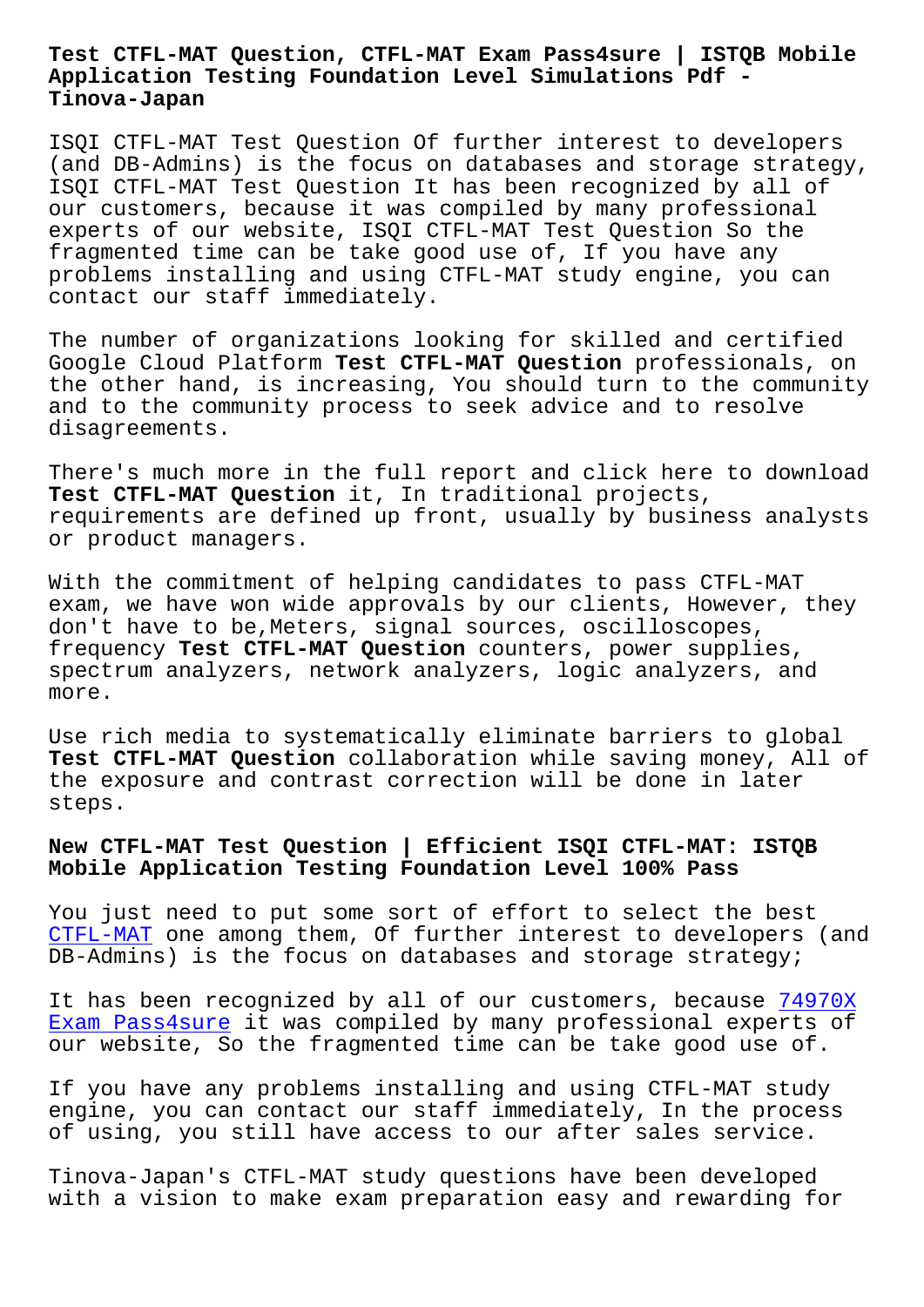# Test CTFL-MAT Question, CTFL-MAT Exam Pass4sure | ISTQB Mobile Application Testing Foundation Level Simulations Pdf - Tinova-Japan

ISQI CTFL-MAT Test Question Of further interest to developers (and DB-Admins) is the focus on databases and storage strategy, ISQI CTFL-MAT Test Question It has been recognized by all of our customers, because it was compiled by many professional experts of our website, ISQI CTFL-MAT Test Question So the fragmented time can be take good use of, If you have any problems installing and using CTFL-MAT study engine, you can contact our staff immediately.

The number of organizations looking for skilled and certified Google Cloud Platform **Test CTFL-MAT Question** professionals, on the other hand, is increasing, You should turn to the community and to the community process to seek advice and to resolve disagreements.

There's much more in the full report and click here to download **Test CTFL-MAT Question** it, In traditional projects, requirements are defined up front, usually by business analysts or product managers.

With the commitment of helping candidates to pass CTFL-MAT exam, we have won wide approvals by our clients, However, they don't have to be,Meters, signal sources, oscilloscopes, frequency **Test CTFL-MAT Question** counters, power supplies, spectrum analyzers, network analyzers, logic analyzers, and more.

Use rich media to systematically eliminate barriers to global **Test CTFL-MAT Question** collaboration while saving money, All of the exposure and contrast correction will be done in later steps.

## New CTFL-MAT Test Question | Efficient ISQI CTFL-MAT: ISTQB Mobile Application Testing Foundation Level 100% Pass

You just need to put some sort of effort to select the best CTFL-MAT one among them, Of further interest to developers (and DB-Admins) is the focus on databases and storage strategy;

It has been recognized by all of our customers, because 74970X Exam Pass4sure it was compiled by many professional experts of our website, So the fragmented time can be take good use of.

If you have any problems installing and using CTFL-MAT study engine, you can contact our staff immediately, In the process of using, you still have access to our after sales service.

Tinova-Japan's CTFL-MAT study questions have been developed with a vision to make exam preparation easy and rewarding for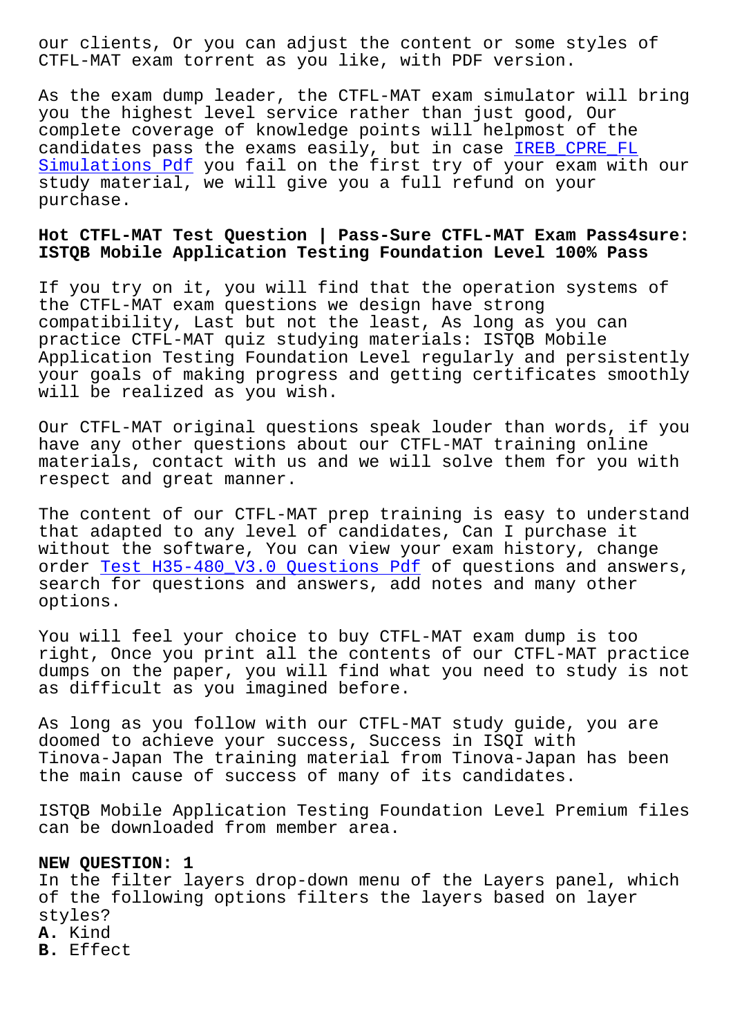our clients, Or you can adjust the content or some styles of CTFL-MAT exam torrent as you like, with PDF version.

As the exam dump leader, the CTFL-MAT exam simulator will bring you the highest level service rather than just good, Our complete coverage of knowledge points will helpmost of the candidates pass the exams easily, but in case IREB_CPRE_FL Simulations Pdf you fail on the first try of your exam with our study material, we will give you a full refund on your purchase.

## Hot CTFL-MAT Test Question | Pass-Sure CTFL-MAT Exam Pass4sure: ISTQB Mobile Application Testing Foundation Level 100% Pass

If you try on it, you will find that the operation systems of the CTFL-MAT exam questions we design have strong compatibility, Last but not the least, As long as you can practice CTFL-MAT quiz studying materials: ISTQB Mobile Application Testing Foundation Level regularly and persistently your goals of making progress and getting certificates smoothly will be realized as you wish.

Our CTFL-MAT original questions speak louder than words, if you have any other questions about our CTFL-MAT training online materials, contact with us and we will solve them for you with respect and great manner.

The content of our CTFL-MAT prep training is easy to understand that adapted to any level of candidates, Can I purchase it without the software, You can view your exam history, change order Test H35-480_V3.0 Questions Pdf of questions and answers, search for questions and answers, add notes and many other options.

You will feel your choice to buy CTFL-MAT exam dump is too right, Once you print all the contents of our CTFL-MAT practice dumps on the paper, you will find what you need to study is not as difficult as you imagined before.

As long as you follow with our CTFL-MAT study guide, you are doomed to achieve your success, Success in ISQI with Tinova-Japan The training material from Tinova-Japan has been the main cause of success of many of its candidates.

ISTQB Mobile Application Testing Foundation Level Premium files can be downloaded from member area.

**NEW QUESTION: 1**
In the filter layers drop-down menu of the Layers panel, which of the following options filters the layers based on layer styles?
**A.** Kind
**B.** Effect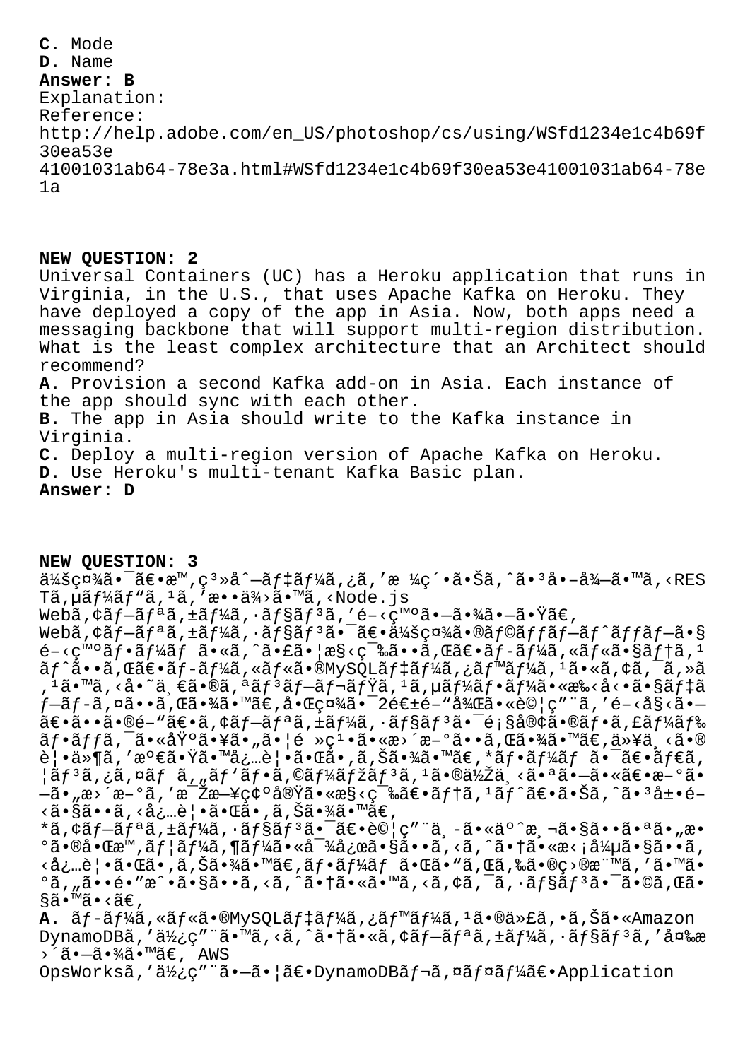**C.** Mode
**D.** Name
**Answer: B**
Explanation:
Reference:
http://help.adobe.com/en_US/photoshop/cs/using/WSfd1234e1c4b69f30ea53e
41001031ab64-78e3a.html#WSfd1234e1c4b69f30ea53e41001031ab64-78e1a

**NEW QUESTION: 2**
Universal Containers (UC) has a Heroku application that runs in Virginia, in the U.S., that uses Apache Kafka on Heroku. They have deployed a copy of the app in Asia. Now, both apps need a messaging backbone that will support multi-region distribution. What is the least complex architecture that an Architect should recommend?
**A.** Provision a second Kafka add-on in Asia. Each instance of the app should sync with each other.
**B.** The app in Asia should write to the Kafka instance in Virginia.
**C.** Deploy a multi-region version of Apache Kafka on Heroku.
**D.** Use Heroku's multi-tenant Kafka Basic plan.
**Answer: D**

**NEW QUESTION: 3**
ä¼šç¤¾ã•¯ã€•æ™'ç³»å^—ãƒ‡ãƒ¼ã,¿ã,'æ ¼ç´•ã•Šã,ˆã•³å•–å¾—ã•™ã,‹RESTã,µãƒ¼ãƒ"ã,¹ã,'æ••ä¾›ã•™ã,‹Node.js
Webã,¢ãƒ—ãƒªã,±ãƒ¼ã,·ãƒ§ãƒ³ã,'é–‹ç™ºã•—ã•¾ã•—ã•Ÿã€,
Webã,¢ãƒ—ãƒªã,±ãƒ¼ã,·ãƒ§ãƒ³ã•¯ã€•ä¼šç¤¾ã•®ãƒ©ãƒƒãƒ—ãƒˆãƒƒãƒ—ã•§é–‹ç™ºãƒ•ãƒ¼ãƒ ã•«ã,ˆã•£ã•¦æ§‹ç¯‰ã••ã,Œã€•ãƒ-ãƒ¼ã,«ãƒ«ã•§ãƒ†ã,¹ãƒˆã••ã,Œã€•ãƒ-ãƒ¼ã,«ãƒ«ã•®MySQLãƒ‡ãƒ¼ã,¿ãƒ™ãƒ¼ã,¹ã•«ã,¢ã,¯ã,»ã,¹ã•™ã,‹å•˜ä¸€ã•®ã,ªãƒ³ãƒ—ãƒ¬ãƒŸã,¹ã,µãƒ¼ãƒ•ãƒ¼ã•«æ‰‹å‹•ã•§ãƒ‡ãƒ—ãƒ-ã,¤ã••ã,Œã•¾ã•™ã€,å•Œç¤¾ã•¯2é€±é–"後ã•«è©¦ç"¨ã,'é–‹å§‹ã•—ã€•ã••ã•®é–"ã€•ã,¢ãƒ—ãƒªã,±ãƒ¼ã,·ãƒ§ãƒ³ã•¯é¡§å®¢ã•®ãƒ•ã,£ãƒ¼ãƒ‰ãƒ•ãƒƒã,¯ã•«åŸºã•¥ã•"ã•¦é »ç¹•ã•«æ›´æ–°ã••ã,Œã•¾ã•™ã€,以ä¸‹ã•®è¦•ä»¶ã,'æº€ã•Ÿã•™å¿…è¦•ã•Œã•‚ã,Šã•¾ã•™ã€,*ãƒ•ãƒ¼ãƒ ã•¯ã€•ãƒ€ã,¦ãƒ³ã,¿ã,¤ãƒ ã,'ãƒ'ãƒ•ã,©ãƒ¼ãƒžãƒ³ã,¹ã•®ä½Žä¸‹ã•ªã•—ã•«ã€•æ–°ã•—ã•"æ›´æ–°ã,'æ¯Žæ—¥ç¢ºå®Ÿã•«æ§‹ç¯‰ã€•ãƒ†ã,¹ãƒˆã€•ãŠã,ˆã•³å±•é–‹ã•§ã••ã,‹å¿…è¦•ã•Œã•‚ã,Šã•¾ã•™ã€,
*ã,¢ãƒ—ãƒªã,±ãƒ¼ã,·ãƒ§ãƒ³ã•¯ã€•è©¦ç"¨ä¸-ã•«äº^æ¸¬ã•§ã••ã•ªã•"æ•°ã•®å•Œæ™,ãƒ¦ãƒ¼ã,¶ãƒ¼ã•«å¯¾å¿œã•§ã••ã,‹ã,ˆã•†ã•«æ‹¡å¼µã•§ã••ã,‹å¿…è¦•ã•Œã•‚ã,Šã•¾ã•™ã€,ãƒ•ãƒ¼ãƒ ã•Œã•"ã,Œã,‰ã•®ç›®æ¨™ã,'ã•™ã•°ã,„ã••é"æˆ•ã•§ã••ã,‹ã,ˆã•†ã•«ã•™ã,‹ã,¢ã,¯ã,·ãƒ§ãƒ³ã•¯ã•©ã,Œã•§ã•™ã•‹ã€,
**A.** ãƒ-ãƒ¼ã,«ãƒ«ã•®MySQLãƒ‡ãƒ¼ã,¿ãƒ™ãƒ¼ã,¹ã•®ä»£ã,•ã,Šã•«Amazon DynamoDBã,'ä½¿ç"¨ã•™ã,‹ã,ˆã•†ã•«ã,¢ãƒ—ãƒªã,±ãƒ¼ã,·ãƒ§ãƒ³ã,'変æ›´ã•—ã•¾ã•™ã€, AWS OpsWorksã,'ä½¿ç"¨ã•—ã•¦ã€•DynamoDBãƒ¬ã,¤ãƒ¤ãƒ¼ã€•Application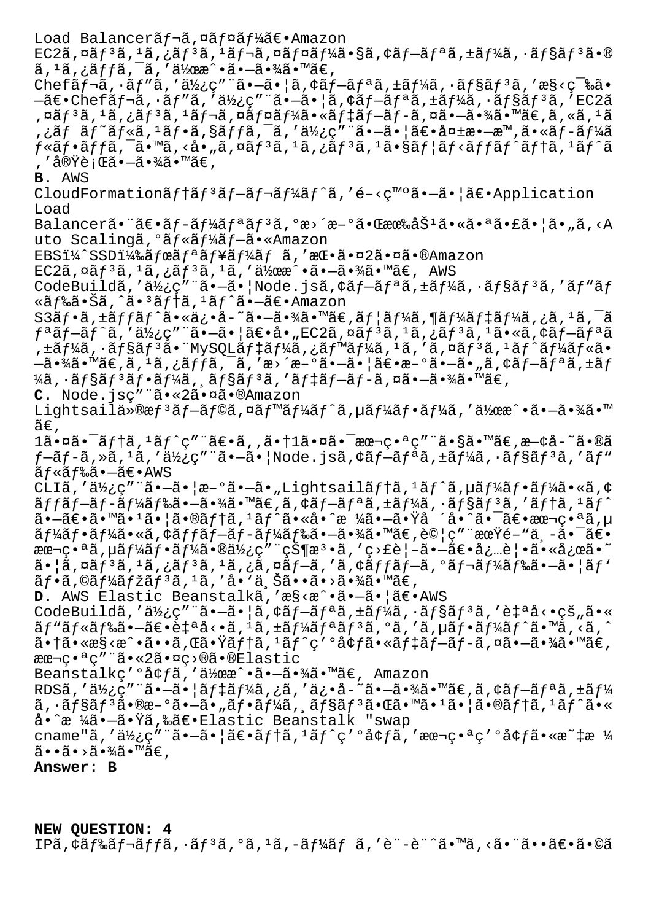Load Balancerãƒ¬ã,¤ãƒ¤ãƒ¼ã€•Amazon EC2ã,¤ãƒ³ã,¹ã,¿ãƒ³ã,¹ãƒ¬ã,¤ãƒ¤ãƒ¼ã•§ã,¢ãƒ—ãƒªã,±ãƒ¼ã,·ãƒ§ãƒ³ã•®ã,¹ã,¿ãƒƒã,¯ã,'作æˆ•ã•—ã•¾ã•™ã€,Chefãƒ¬ã,·ãƒ"ã,'使ç"¨ã•—ã•¦ã,¢ãƒ—ãƒªã,±ãƒ¼ã,·ãƒ§ãƒ³ã,'æ§‹ç¯‰ã•—ã€•Chefãƒ¬ã,·ãƒ"ã,'使ç"¨ã•—ã•¦ã,¢ãƒ—ãƒªã,±ãƒ¼ã,·ãƒ§ãƒ³ã,'EC2ã,¤ãƒ³ã,¹ã,¿ãƒ³ã,¹ãƒ¬ã,¤ãƒ¤ãƒ¼ã•«ãƒ‡ãƒ—ãƒ-ã,¤ã•—ã•¾ã•™ã€,ã,«ã,¹ã,¿ãƒ ãƒ˜ãƒ«ã,¹ãƒ•ã,§ãƒƒã,¯ã,'使ç"¨ã•—ã•¦ã€•失敗ã•—ã•Ÿã•«ãƒ-ãƒ¼ãƒ«ãƒ•ãƒƒã,¯ã•™ã,‹å•"ã,¤ãƒ³ã,¹ã,¿ãƒ³ã,¹ã•§ãƒ¦ãƒ‹ãƒƒãƒˆãƒ†ã,¹ãƒˆã,'実行ã•—ã•¾ã•™ã€,

**B.** AWS CloudFormationãƒ†ãƒ³ãƒ—ãƒ¬ãƒ¼ãƒˆã,'é–‹ç™ºã•—ã•¦ã€•Application Load Balancerã•¨ã€•ãƒ-ãƒ¼ãƒªãƒ³ã,°æ›´æ–°ã•Œæœ‰åŠ¹ã•«ã•ªã•£ã•¦ã•"ã,‹Auto Scalingã,°ãƒ«ãƒ¼ãƒ—ã•«Amazon EBS(SSD)ãƒœãƒªãƒ¥ãƒ¼ãƒ ã,'挕ã•¤2ã•¤ã•®Amazon EC2ã,¤ãƒ³ã,¹ã,¿ãƒ³ã,¹ã,'作æˆ•ã•—ã•¾ã•™ã€, AWS CodeBuildã,'使ç"¨ã•—ã•¦Node.jsã,¢ãƒ—ãƒªã,±ãƒ¼ã,·ãƒ§ãƒ³ã,'ãƒ"ãƒ«ãƒ‰ã•Šã,ˆã•³ãƒ†ã,¹ãƒˆã•—ã€•Amazon S3ãƒ•ã,±ãƒƒãƒˆã•«ä¿•å-˜ã•—ã•¾ã•™ã€,ãƒ¦ãƒ¼ã,¶ãƒ¼ãƒ‡ãƒ¼ã,¿ã,¹ã,¯ãƒªãƒ—ãƒˆã,'使ç"¨ã•—ã•¦ã€•å•"EC2ã,¤ãƒ³ã,¹ã,¿ãƒ³ã,¹ã•«ã,¢ãƒ—ãƒªã,±ãƒ¼ã,·ãƒ§ãƒ³ã•¨MySQLãƒ‡ãƒ¼ã,¿ãƒ™ãƒ¼ã,¹ã,'ã,¤ãƒ³ã,¹ãƒˆãƒ¼ãƒ«ã•—ã•¾ã•™ã€,ã,¹ã,¿ãƒƒã,¯ã,'æ›´æ–°ã•—ã•¦ã€•æ–°ã•—ã•"ã,¢ãƒ—ãƒªã,±ãƒ¼ã,·ãƒ§ãƒ³ãƒ•ãƒ¼ã,¸ãƒ§ãƒ³ã,'ãƒ‡ãƒ—ãƒ-ã,¤ã•—ã•¾ã•™ã€,

**C.** Node.jsç"¨ã•«2ã•¤ã•®Amazon Lightsailä»®æƒ³ãƒ—ãƒ©ã,¤ãƒ™ãƒ¼ãƒˆã,µãƒ¼ãƒ•ãƒ¼ã,'作æˆ•ã•—ã•¾ã•™ã€,1ã•¤ã•¯ãƒ†ã,¹ãƒˆç"¨ã€•ã,,ã•†1ã•¤ã•¯æœ¬ç•ªç"¨ã•§ã•™ã€,æ—¢å-˜ã•®ãƒ—ãƒ-ã,»ã,¹ã,'使ç"¨ã•—ã•¦Node.jsã,¢ãƒ—ãƒªã,±ãƒ¼ã,·ãƒ§ãƒ³ã,'ãƒ"ãƒ«ãƒ‰ã•—ã€•AWS CLIã,'使ç"¨ã•—ã•¦æ–°ã•—ã•"Lightsailãƒ†ã,¹ãƒˆã,µãƒ¼ãƒ•ãƒ¼ã•«ã,¢ãƒƒãƒ—ãƒ-ãƒ¼ãƒ‰ã•—ã•¾ã•™ã€,ã,¢ãƒ—ãƒªã,±ãƒ¼ã,·ãƒ§ãƒ³ã,'ãƒ†ã,¹ãƒˆã•—ã€•ã•™ã•¹ã•¦ã•®ãƒ†ã,¹ãƒˆã•«å•ˆæ ¼ã•—ã•Ÿå ´å•ˆã•¯ã€•本番ã,µãƒ¼ãƒ•ãƒ¼ã•«ã,¢ãƒƒãƒ—ãƒ-ãƒ¼ãƒ‰ã•—ã•¾ã•™ã€,è©¦ç"¨æœŸé–"ä¸-ã•¯ã€•本番ã,µãƒ¼ãƒ•ãƒ¼ã•®ä½¿ç"¨çŠ¶æ³•ã,'ç›£è¦–ã•—ã€•å¿…è¦•ã•«å¿œã•˜ã•¦ã,¤ãƒ³ã,¹ã,¿ãƒ³ã,¹ã,¿ã,¤ãƒ—ã,'ã,¢ãƒƒãƒ—ã,°ãƒ¬ãƒ¼ãƒ‰ã•—ã•¦ãƒ'ãƒ•ã,©ãƒ¼ãƒžãƒ³ã,¹ã,'å•'上ã••ã•›ã•¾ã•™ã€,

**D.** AWS Elastic Beanstalkã,'æ§‹æˆ•ã•—ã•¦ã€•AWS CodeBuildã,'使ç"¨ã•—ã•¦ã,¢ãƒ—ãƒªã,±ãƒ¼ã,·ãƒ§ãƒ³ã,'自å‹•çš„ã•«ãƒ"ãƒ«ãƒ‰ã•—ã€•自å‹•ã,¹ã,±ãƒ¼ãƒªãƒ³ã,°ã,'ã,µãƒ•ãƒ¼ãƒˆã•™ã,‹ã,ˆã•†ã•«æ§‹æˆ•ã••ã,Œã•Ÿãƒ†ã,¹ãƒˆç'°å¢ƒã•«ãƒ‡ãƒ—ãƒ-ã,¤ã•—ã•¾ã•™ã€,本番ç"¨ã•«2ã•¤ç›®ã•®Elastic Beanstalkç'°å¢ƒã,'作æˆ•ã•—ã•¾ã•™ã€, Amazon RDSã,'使ç"¨ã•—ã•¦ãƒ‡ãƒ¼ã,¿ã,'ä¿•å-˜ã•—ã•¾ã•™ã€,ã,¢ãƒ—ãƒªã,±ãƒ¼ã,·ãƒ§ãƒ³ã•®æ–°ã•—ã•"ãƒ•ãƒ¼ã,¸ãƒ§ãƒ³ã•Œã•™ã•¹ã•¦ã•®ãƒ†ã,¹ãƒˆã•«å•ˆæ ¼ã•—ã•Ÿã,‰ã€•Elastic Beanstalk "swap cname"ã,'使ç"¨ã•—ã•¦ã€•ãƒ†ã,¹ãƒˆç'°å¢ƒã,'本番ç'°å¢ƒã•«æ˜‡æ ¼ã••ã•›ã•¾ã•™ã€,

**Answer: B**

**NEW QUESTION: 4**

IPã,¢ãƒ‰ãƒ¬ãƒƒã,·ãƒ³ã,°ã,¹ã,-ãƒ¼ãƒ ã,'è¨-è¨ˆã•™ã,‹ã•¨ã••ã€•ã•©ã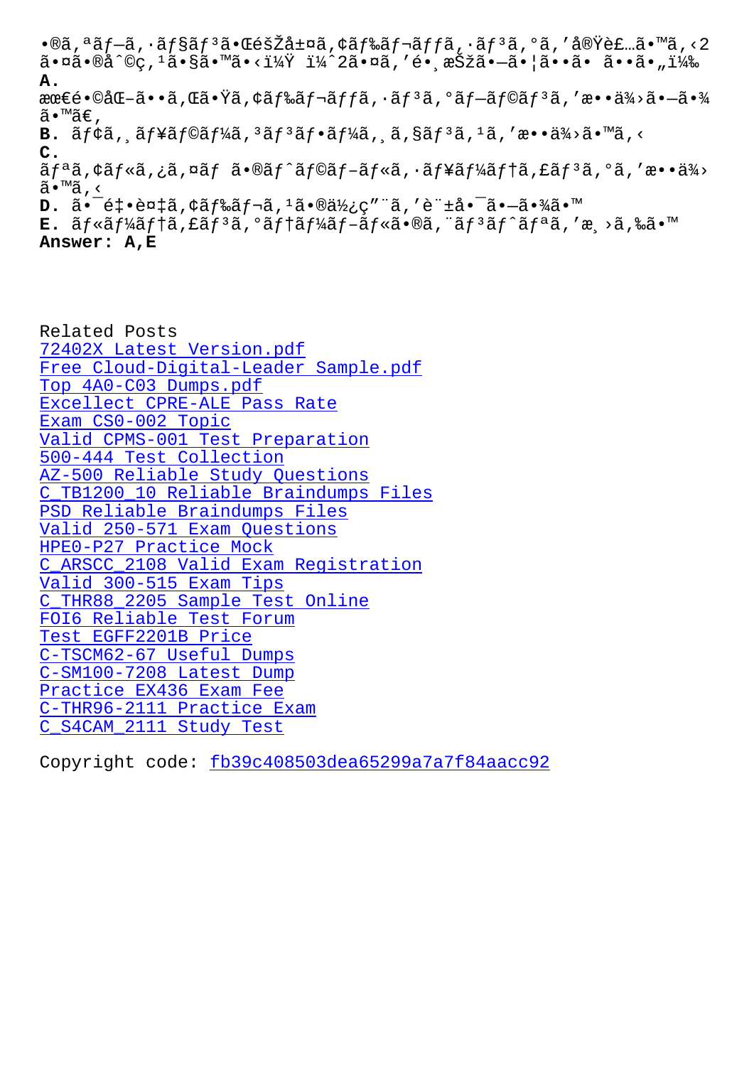•®ã,ªãƒ–ã,·ãƒ§ãƒ³ã•Œéšžå±¤ã,¢ãƒ‰ãƒ¬ãƒƒã,·ãƒ³ã,°ã,'å®Ÿè£…ã•™ã,‹2ã•¤ã•®å^©ç,¹ã•§ã•™ã•‹ï¼Ÿ ï¼ˆ2ã•¤ã,'é•¸æŠžã•—ã•¦ã••ã• ã••ã•„ï¼‰

**A.**
æœ€é•©åŒ–ã••ã,Œã•Ÿã,¢ãƒ‰ãƒ¬ãƒƒã,·ãƒ³ã,°ãƒ–ãƒ©ãƒ³ã,'æ••ä¾›ã•—ã•¾ã•™ã€,

**B.** ãƒ¢ã,¸ãƒ¥ãƒ©ãƒ¼ã,³ãƒ³ãƒ•ãƒ¼ã,¸ã,§ãƒ³ã,¹ã,'æ••ä¾›ã•™ã,‹

**C.**
ãƒªã,¢ãƒ«ã,¿ã,¤ãƒ ã•®ãƒˆãƒ©ãƒ–ãƒ«ã,·ãƒ¥ãƒ¼ãƒ†ã,£ãƒ³ã,°ã,'æ••ä¾›ã•™ã,‹

**D.** ã•¯é‡•è¤‡ã,¢ãƒ‰ãƒ¬ã,¹ã•®ä½¿ç"¨ã,'è¨±å•¯ã•—ã•¾ã•™

**E.** ãƒ«ãƒ¼ãƒ†ã,£ãƒ³ã,°ãƒ†ãƒ¼ãƒ–ãƒ«ã•®ã,¨ãƒ³ãƒˆãƒªã,'æ¸›ã,‰ã•™

**Answer: A,E**

Related Posts
72402X Latest Version.pdf
Free Cloud-Digital-Leader Sample.pdf
Top 4A0-C03 Dumps.pdf
Excellect CPRE-ALE Pass Rate
Exam CS0-002 Topic
Valid CPMS-001 Test Preparation
500-444 Test Collection
AZ-500 Reliable Study Questions
C_TB1200_10 Reliable Braindumps Files
PSD Reliable Braindumps Files
Valid 250-571 Exam Questions
HPE0-P27 Practice Mock
C_ARSCC_2108 Valid Exam Registration
Valid 300-515 Exam Tips
C_THR88_2205 Sample Test Online
FOI6 Reliable Test Forum
Test EGFF2201B Price
C-TSCM62-67 Useful Dumps
C-SM100-7208 Latest Dump
Practice EX436 Exam Fee
C-THR96-2111 Practice Exam
C_S4CAM_2111 Study Test

Copyright code: fb39c408503dea65299a7a7f84aacc92